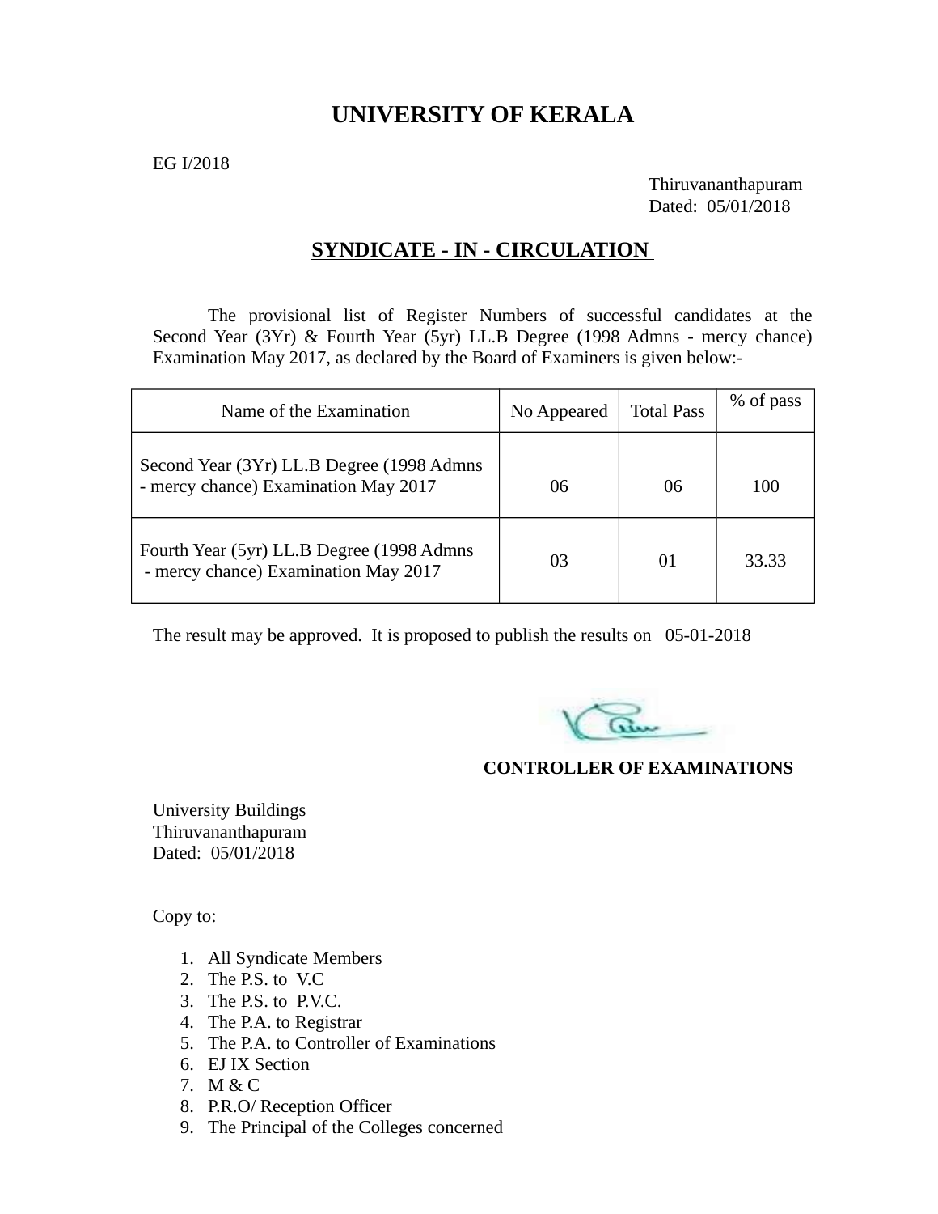# UNIVERSITY OF KERALA

EG I/2018

Thiruvananthapuram
Dated: 05/01/2018

## SYNDICATE - IN - CIRCULATION

The provisional list of Register Numbers of successful candidates at the Second Year (3Yr) & Fourth Year (5yr) LL.B Degree (1998 Admns - mercy chance) Examination May 2017, as declared by the Board of Examiners is given below:-

| Name of the Examination | No Appeared | Total Pass | % of pass |
|---|---|---|---|
| Second Year (3Yr) LL.B Degree (1998 Admns - mercy chance) Examination May 2017 | 06 | 06 | 100 |
| Fourth Year (5yr) LL.B Degree (1998 Admns - mercy chance) Examination May 2017 | 03 | 01 | 33.33 |

The result may be approved. It is proposed to publish the results on 05-01-2018

**CONTROLLER OF EXAMINATIONS**

University Buildings
Thiruvananthapuram
Dated: 05/01/2018

Copy to:

1. All Syndicate Members
2. The P.S. to V.C
3. The P.S. to P.V.C.
4. The P.A. to Registrar
5. The P.A. to Controller of Examinations
6. EJ IX Section
7. M & C
8. P.R.O/ Reception Officer
9. The Principal of the Colleges concerned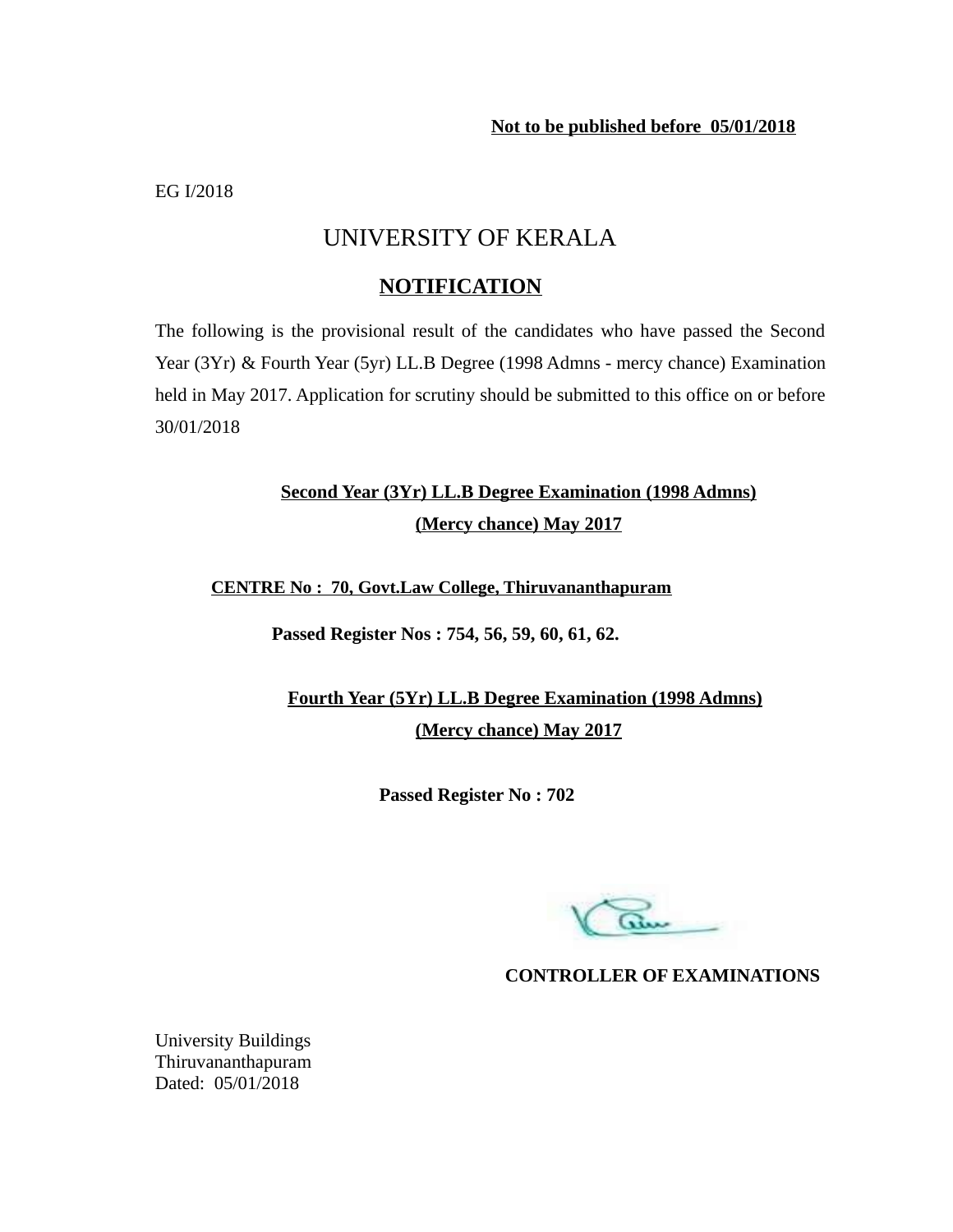**Not to be published before 05/01/2018**

EG I/2018

# UNIVERSITY OF KERALA

## NOTIFICATION

The following is the provisional result of the candidates who have passed the Second Year (3Yr) & Fourth Year (5yr) LL.B Degree (1998 Admns - mercy chance) Examination held in May 2017. Application for scrutiny should be submitted to this office on or before 30/01/2018

### Second Year (3Yr) LL.B Degree Examination (1998 Admns) (Mercy chance) May 2017

**CENTRE No : 70, Govt.Law College, Thiruvananthapuram**

**Passed Register Nos : 754, 56, 59, 60, 61, 62.**

### Fourth Year (5Yr) LL.B Degree Examination (1998 Admns) (Mercy chance) May 2017

**Passed Register No : 702**

**CONTROLLER OF EXAMINATIONS**

University Buildings
Thiruvananthapuram
Dated: 05/01/2018